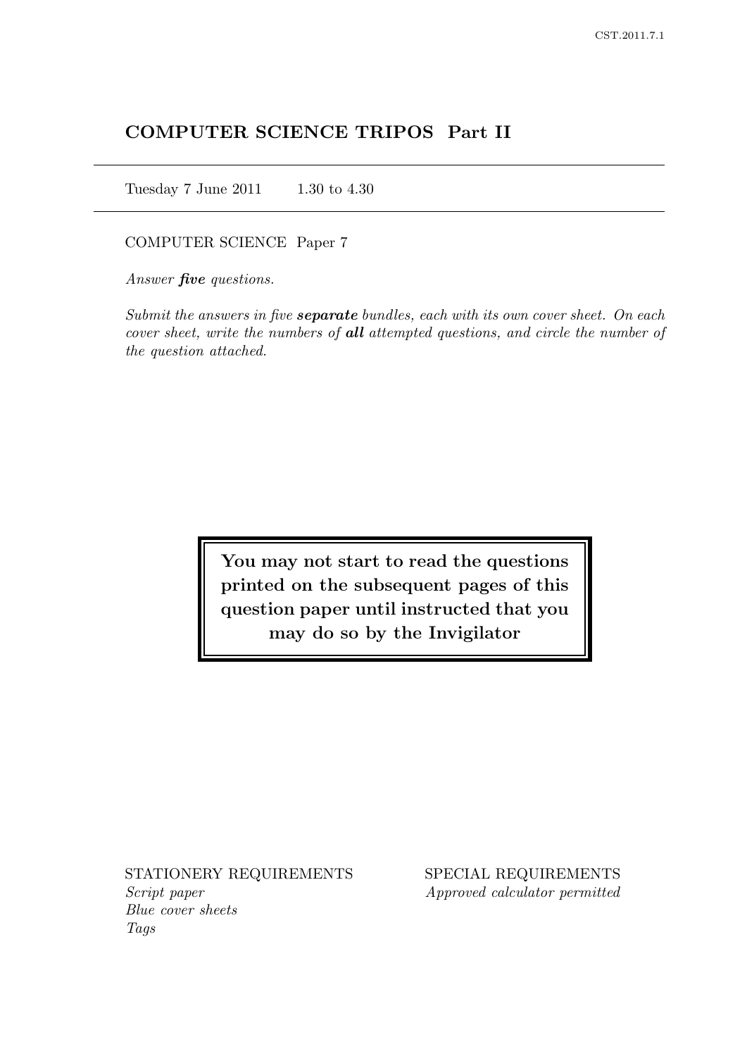# COMPUTER SCIENCE TRIPOS Part II

Tuesday 7 June 2011 1.30 to 4.30

COMPUTER SCIENCE Paper 7

*Answer **five** questions.*

*Submit the answers in five **separate** bundles, each with its own cover sheet. On each cover sheet, write the numbers of **all** attempted questions, and circle the number of the question attached.*

**You may not start to read the questions printed on the subsequent pages of this question paper until instructed that you may do so by the Invigilator**

STATIONERY REQUIREMENTS
*Script paper*
*Blue cover sheets*
*Tags*

SPECIAL REQUIREMENTS
*Approved calculator permitted*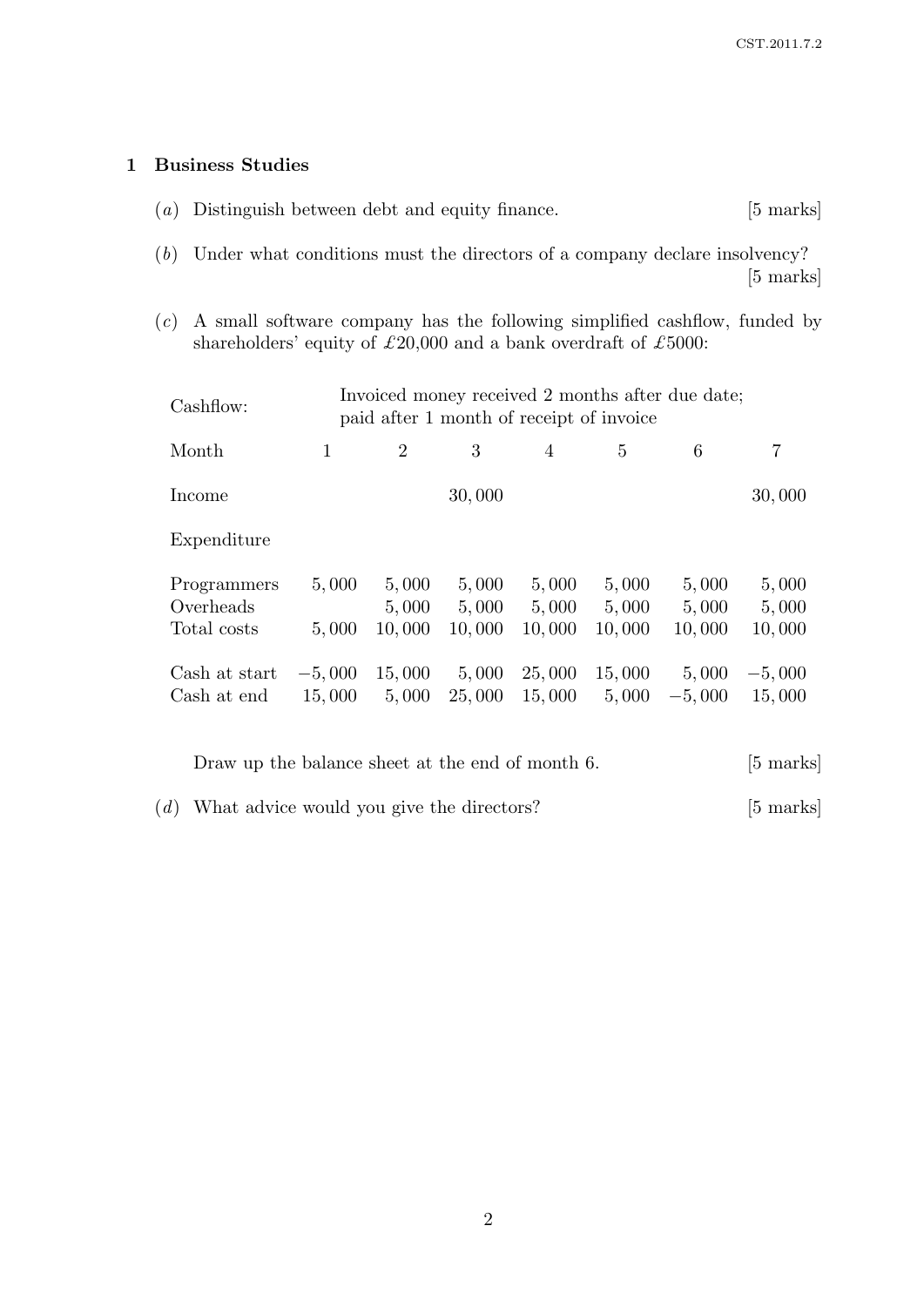## 1 Business Studies

(*a*) Distinguish between debt and equity finance. [5 marks]

(*b*) Under what conditions must the directors of a company declare insolvency? [5 marks]

(*c*) A small software company has the following simplified cashflow, funded by shareholders' equity of £20,000 and a bank overdraft of £5000:

| Cashflow: | Invoiced money received 2 months after due date; paid after 1 month of receipt of invoice | | | | | | |
|---|---|---|---|---|---|---|---|
| Month | 1 | 2 | 3 | 4 | 5 | 6 | 7 |
| Income | | | 30,000 | | | | 30,000 |
| Expenditure | | | | | | | |
| Programmers | 5,000 | 5,000 | 5,000 | 5,000 | 5,000 | 5,000 | 5,000 |
| Overheads | | 5,000 | 5,000 | 5,000 | 5,000 | 5,000 | 5,000 |
| Total costs | 5,000 | 10,000 | 10,000 | 10,000 | 10,000 | 10,000 | 10,000 |
| Cash at start | −5,000 | 15,000 | 5,000 | 25,000 | 15,000 | 5,000 | −5,000 |
| Cash at end | 15,000 | 5,000 | 25,000 | 15,000 | 5,000 | −5,000 | 15,000 |

Draw up the balance sheet at the end of month 6. [5 marks]

(*d*) What advice would you give the directors? [5 marks]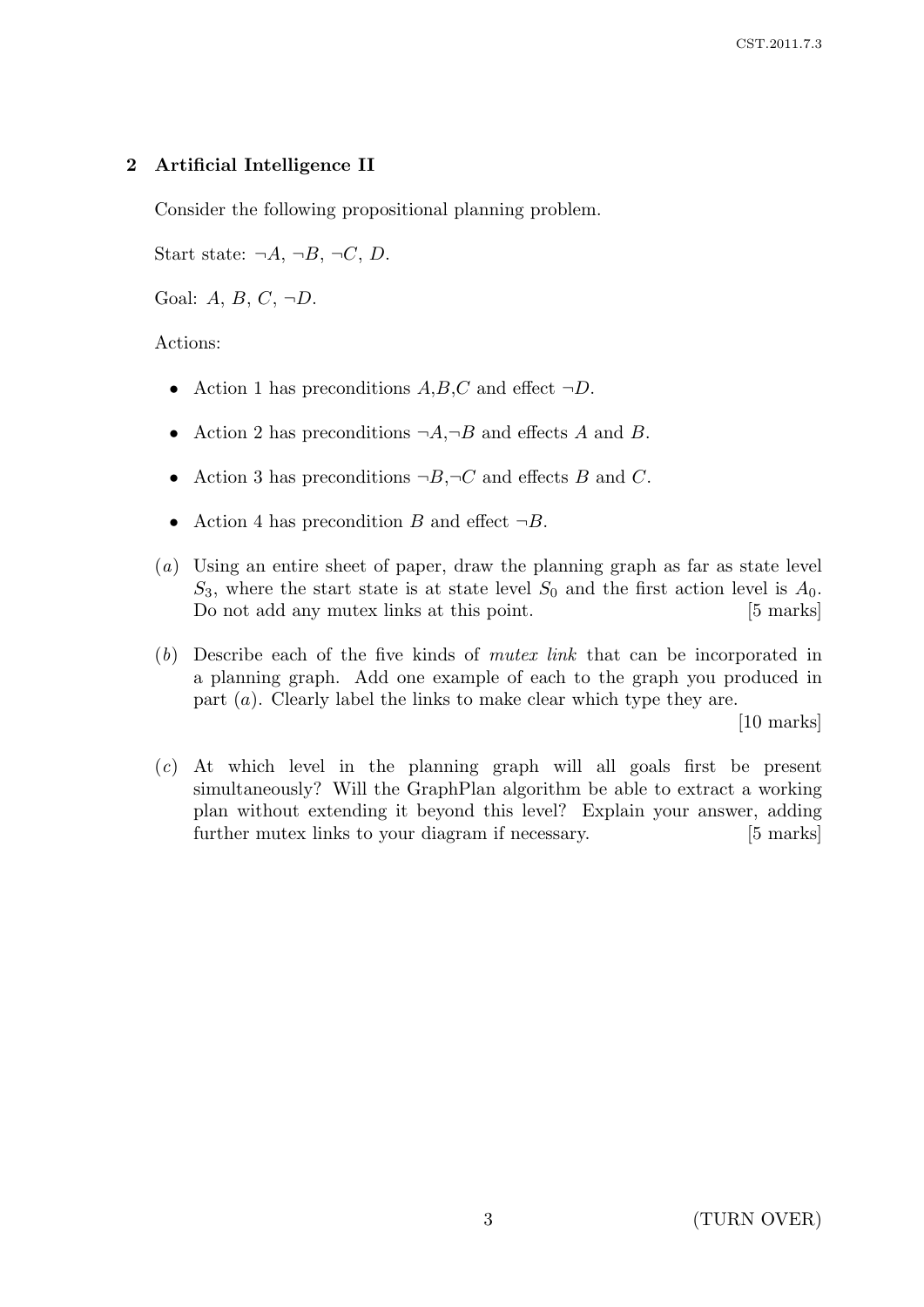## 2 Artificial Intelligence II

Consider the following propositional planning problem.

Start state: $\neg A$, $\neg B$, $\neg C$, $D$.

Goal: $A$, $B$, $C$, $\neg D$.

Actions:

- Action 1 has preconditions $A$,$B$,$C$ and effect $\neg D$.
- Action 2 has preconditions $\neg A$,$\neg B$ and effects $A$ and $B$.
- Action 3 has preconditions $\neg B$,$\neg C$ and effects $B$ and $C$.
- Action 4 has precondition $B$ and effect $\neg B$.

(*a*) Using an entire sheet of paper, draw the planning graph as far as state level $S_3$, where the start state is at state level $S_0$ and the first action level is $A_0$. Do not add any mutex links at this point. [5 marks]

(*b*) Describe each of the five kinds of *mutex link* that can be incorporated in a planning graph. Add one example of each to the graph you produced in part (*a*). Clearly label the links to make clear which type they are. [10 marks]

(*c*) At which level in the planning graph will all goals first be present simultaneously? Will the GraphPlan algorithm be able to extract a working plan without extending it beyond this level? Explain your answer, adding further mutex links to your diagram if necessary. [5 marks]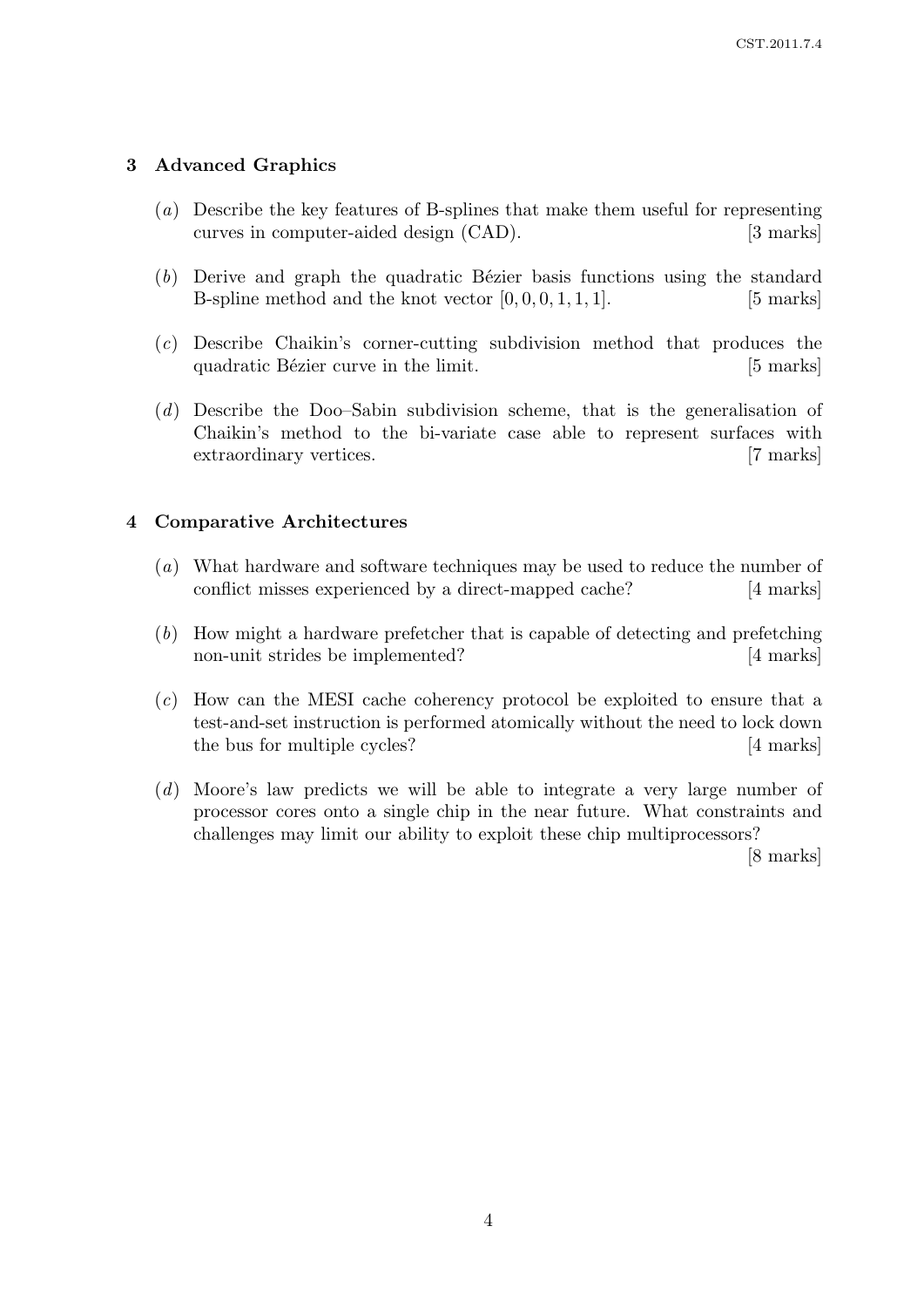## 3 Advanced Graphics

(*a*) Describe the key features of B-splines that make them useful for representing curves in computer-aided design (CAD). [3 marks]

(*b*) Derive and graph the quadratic Bézier basis functions using the standard B-spline method and the knot vector $[0, 0, 0, 1, 1, 1]$. [5 marks]

(*c*) Describe Chaikin's corner-cutting subdivision method that produces the quadratic Bézier curve in the limit. [5 marks]

(*d*) Describe the Doo–Sabin subdivision scheme, that is the generalisation of Chaikin's method to the bi-variate case able to represent surfaces with extraordinary vertices. [7 marks]

## 4 Comparative Architectures

(*a*) What hardware and software techniques may be used to reduce the number of conflict misses experienced by a direct-mapped cache? [4 marks]

(*b*) How might a hardware prefetcher that is capable of detecting and prefetching non-unit strides be implemented? [4 marks]

(*c*) How can the MESI cache coherency protocol be exploited to ensure that a test-and-set instruction is performed atomically without the need to lock down the bus for multiple cycles? [4 marks]

(*d*) Moore's law predicts we will be able to integrate a very large number of processor cores onto a single chip in the near future. What constraints and challenges may limit our ability to exploit these chip multiprocessors? [8 marks]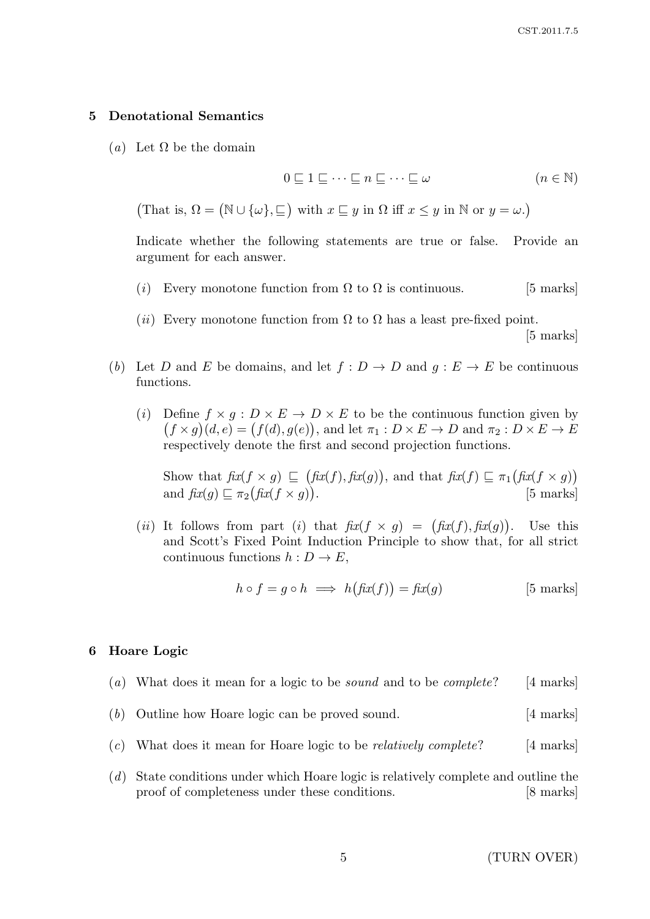## 5 Denotational Semantics

(*a*) Let $\Omega$ be the domain

$$0 \sqsubseteq 1 \sqsubseteq \cdots \sqsubseteq n \sqsubseteq \cdots \sqsubseteq \omega \qquad (n \in \mathbb{N})$$

(That is, $\Omega = (\mathbb{N} \cup \{\omega\}, \sqsubseteq)$ with $x \sqsubseteq y$ in $\Omega$ iff $x \leq y$ in $\mathbb{N}$ or $y = \omega$.)

Indicate whether the following statements are true or false. Provide an argument for each answer.

(*i*) Every monotone function from $\Omega$ to $\Omega$ is continuous. [5 marks]

(*ii*) Every monotone function from $\Omega$ to $\Omega$ has a least pre-fixed point. [5 marks]

(*b*) Let $D$ and $E$ be domains, and let $f : D \to D$ and $g : E \to E$ be continuous functions.

(*i*) Define $f \times g : D \times E \to D \times E$ to be the continuous function given by $(f \times g)(d, e) = (f(d), g(e))$, and let $\pi_1 : D \times E \to D$ and $\pi_2 : D \times E \to E$ respectively denote the first and second projection functions.

Show that $\mathit{fix}(f \times g) \sqsubseteq (\mathit{fix}(f), \mathit{fix}(g))$, and that $\mathit{fix}(f) \sqsubseteq \pi_1(\mathit{fix}(f \times g))$ and $\mathit{fix}(g) \sqsubseteq \pi_2(\mathit{fix}(f \times g))$. [5 marks]

(*ii*) It follows from part (*i*) that $\mathit{fix}(f \times g) = (\mathit{fix}(f), \mathit{fix}(g))$. Use this and Scott's Fixed Point Induction Principle to show that, for all strict continuous functions $h : D \to E$,

$$h \circ f = g \circ h \implies h(\mathit{fix}(f)) = \mathit{fix}(g)$$

[5 marks]

## 6 Hoare Logic

(*a*) What does it mean for a logic to be *sound* and to be *complete*? [4 marks]

(*b*) Outline how Hoare logic can be proved sound. [4 marks]

(*c*) What does it mean for Hoare logic to be *relatively complete*? [4 marks]

(*d*) State conditions under which Hoare logic is relatively complete and outline the proof of completeness under these conditions. [8 marks]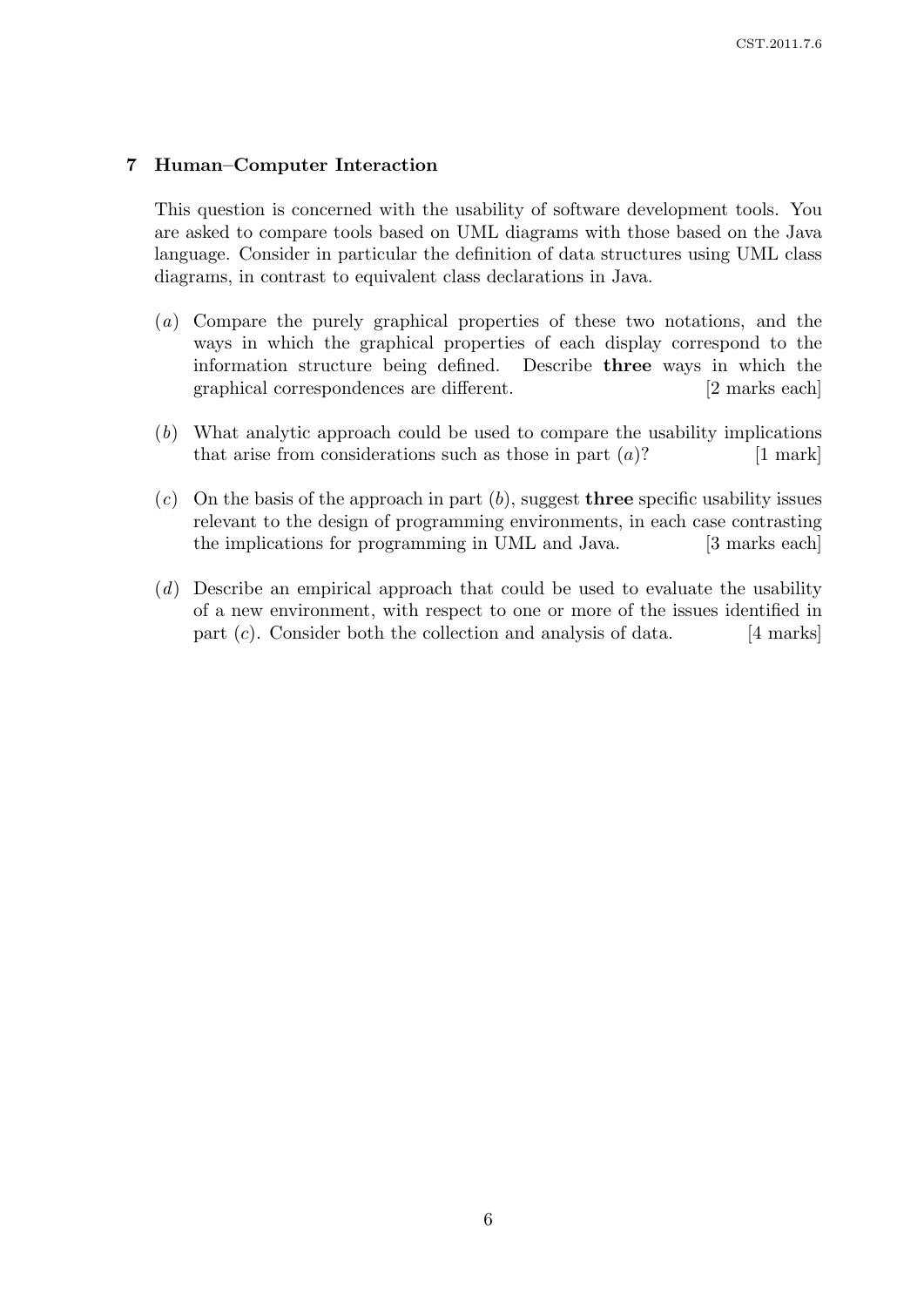## 7 Human–Computer Interaction

This question is concerned with the usability of software development tools. You are asked to compare tools based on UML diagrams with those based on the Java language. Consider in particular the definition of data structures using UML class diagrams, in contrast to equivalent class declarations in Java.

(*a*) Compare the purely graphical properties of these two notations, and the ways in which the graphical properties of each display correspond to the information structure being defined. Describe **three** ways in which the graphical correspondences are different. [2 marks each]

(*b*) What analytic approach could be used to compare the usability implications that arise from considerations such as those in part (*a*)? [1 mark]

(*c*) On the basis of the approach in part (*b*), suggest **three** specific usability issues relevant to the design of programming environments, in each case contrasting the implications for programming in UML and Java. [3 marks each]

(*d*) Describe an empirical approach that could be used to evaluate the usability of a new environment, with respect to one or more of the issues identified in part (*c*). Consider both the collection and analysis of data. [4 marks]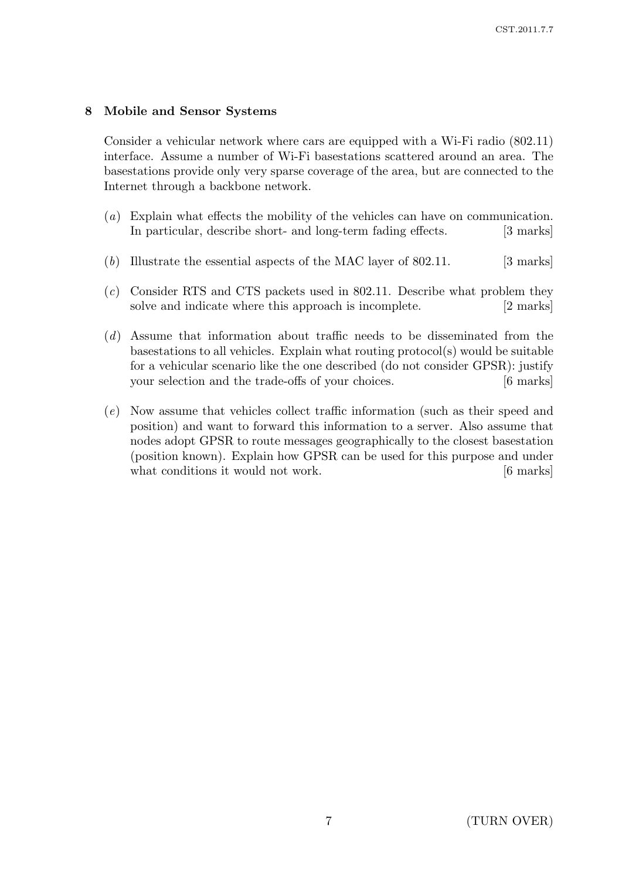## 8 Mobile and Sensor Systems

Consider a vehicular network where cars are equipped with a Wi-Fi radio (802.11) interface. Assume a number of Wi-Fi basestations scattered around an area. The basestations provide only very sparse coverage of the area, but are connected to the Internet through a backbone network.

(*a*) Explain what effects the mobility of the vehicles can have on communication. In particular, describe short- and long-term fading effects. [3 marks]

(*b*) Illustrate the essential aspects of the MAC layer of 802.11. [3 marks]

(*c*) Consider RTS and CTS packets used in 802.11. Describe what problem they solve and indicate where this approach is incomplete. [2 marks]

(*d*) Assume that information about traffic needs to be disseminated from the basestations to all vehicles. Explain what routing protocol(s) would be suitable for a vehicular scenario like the one described (do not consider GPSR): justify your selection and the trade-offs of your choices. [6 marks]

(*e*) Now assume that vehicles collect traffic information (such as their speed and position) and want to forward this information to a server. Also assume that nodes adopt GPSR to route messages geographically to the closest basestation (position known). Explain how GPSR can be used for this purpose and under what conditions it would not work. [6 marks]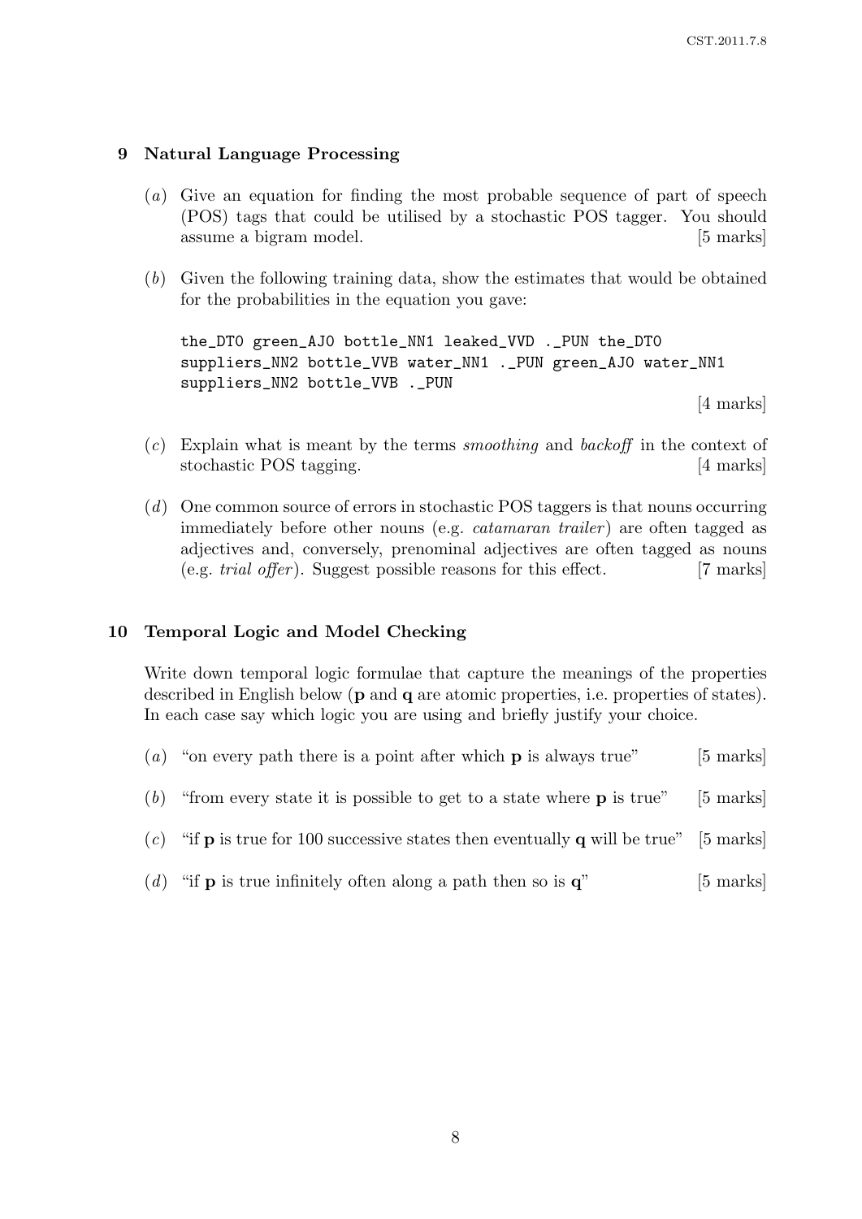## 9 Natural Language Processing

(*a*) Give an equation for finding the most probable sequence of part of speech (POS) tags that could be utilised by a stochastic POS tagger. You should assume a bigram model. [5 marks]

(*b*) Given the following training data, show the estimates that would be obtained for the probabilities in the equation you gave:

```
the_DT0 green_AJ0 bottle_NN1 leaked_VVD ._PUN the_DT0
suppliers_NN2 bottle_VVB water_NN1 ._PUN green_AJ0 water_NN1
suppliers_NN2 bottle_VVB ._PUN
```

[4 marks]

(*c*) Explain what is meant by the terms *smoothing* and *backoff* in the context of stochastic POS tagging. [4 marks]

(*d*) One common source of errors in stochastic POS taggers is that nouns occurring immediately before other nouns (e.g. *catamaran trailer*) are often tagged as adjectives and, conversely, prenominal adjectives are often tagged as nouns (e.g. *trial offer*). Suggest possible reasons for this effect. [7 marks]

## 10 Temporal Logic and Model Checking

Write down temporal logic formulae that capture the meanings of the properties described in English below (**p** and **q** are atomic properties, i.e. properties of states). In each case say which logic you are using and briefly justify your choice.

(*a*) "on every path there is a point after which **p** is always true" [5 marks]

(*b*) "from every state it is possible to get to a state where **p** is true" [5 marks]

(*c*) "if **p** is true for 100 successive states then eventually **q** will be true" [5 marks]

(*d*) "if **p** is true infinitely often along a path then so is **q**" [5 marks]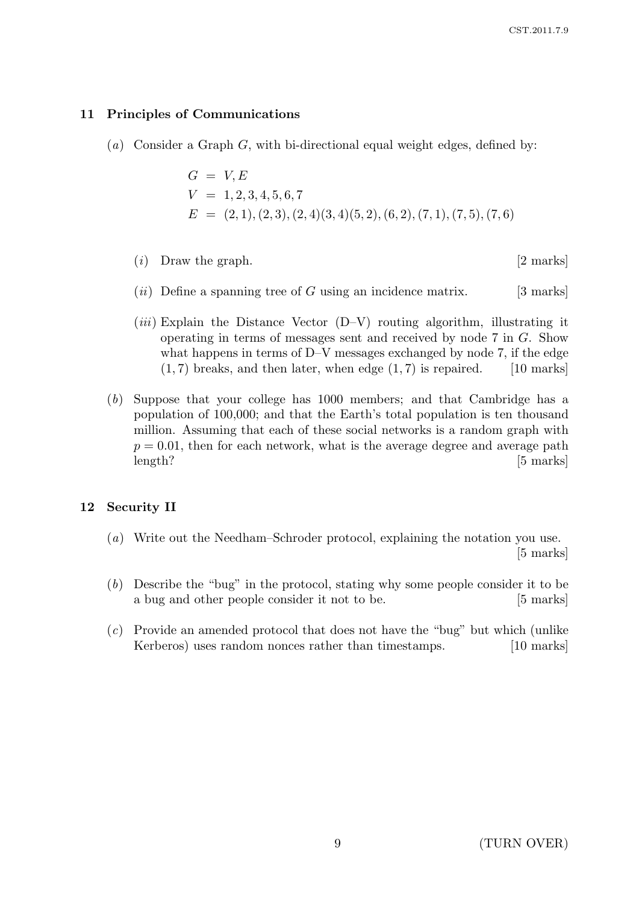## 11 Principles of Communications

(*a*) Consider a Graph $G$, with bi-directional equal weight edges, defined by:

$$G = V, E$$
$$V = 1, 2, 3, 4, 5, 6, 7$$
$$E = (2,1), (2,3), (2,4)(3,4)(5,2), (6,2), (7,1), (7,5), (7,6)$$

(*i*) Draw the graph. [2 marks]

(*ii*) Define a spanning tree of $G$ using an incidence matrix. [3 marks]

(*iii*) Explain the Distance Vector (D–V) routing algorithm, illustrating it operating in terms of messages sent and received by node 7 in $G$. Show what happens in terms of D–V messages exchanged by node 7, if the edge $(1, 7)$ breaks, and then later, when edge $(1, 7)$ is repaired. [10 marks]

(*b*) Suppose that your college has 1000 members; and that Cambridge has a population of 100,000; and that the Earth's total population is ten thousand million. Assuming that each of these social networks is a random graph with $p = 0.01$, then for each network, what is the average degree and average path length? [5 marks]

## 12 Security II

(*a*) Write out the Needham–Schroder protocol, explaining the notation you use. [5 marks]

(*b*) Describe the "bug" in the protocol, stating why some people consider it to be a bug and other people consider it not to be. [5 marks]

(*c*) Provide an amended protocol that does not have the "bug" but which (unlike Kerberos) uses random nonces rather than timestamps. [10 marks]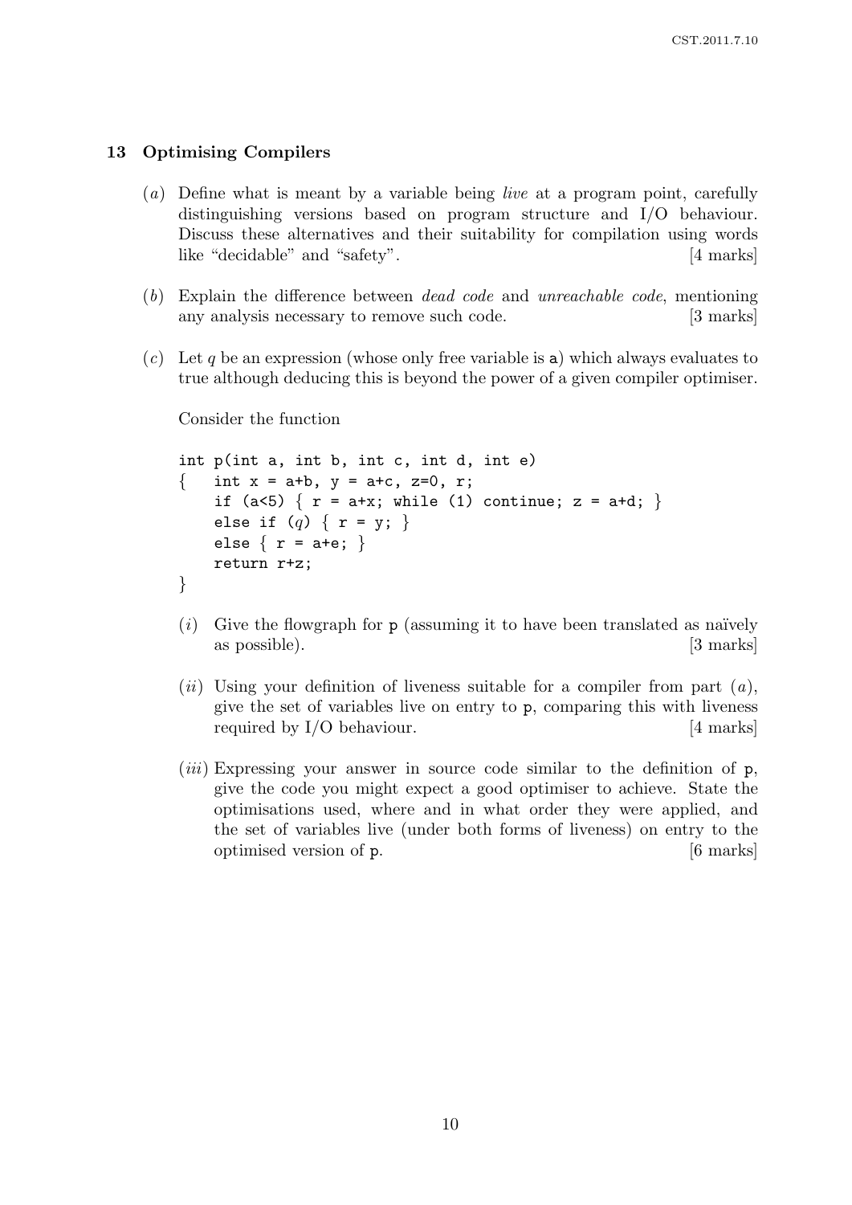## 13 Optimising Compilers

(*a*) Define what is meant by a variable being *live* at a program point, carefully distinguishing versions based on program structure and I/O behaviour. Discuss these alternatives and their suitability for compilation using words like "decidable" and "safety". [4 marks]

(*b*) Explain the difference between *dead code* and *unreachable code*, mentioning any analysis necessary to remove such code. [3 marks]

(*c*) Let $q$ be an expression (whose only free variable is a) which always evaluates to true although deducing this is beyond the power of a given compiler optimiser.

Consider the function

```
int p(int a, int b, int c, int d, int e)
{   int x = a+b, y = a+c, z=0, r;
    if (a<5) { r = a+x; while (1) continue; z = a+d; }
    else if (q) { r = y; }
    else { r = a+e; }
    return r+z;
}
```

(*i*) Give the flowgraph for p (assuming it to have been translated as naïvely as possible). [3 marks]

(*ii*) Using your definition of liveness suitable for a compiler from part (*a*), give the set of variables live on entry to p, comparing this with liveness required by I/O behaviour. [4 marks]

(*iii*) Expressing your answer in source code similar to the definition of p, give the code you might expect a good optimiser to achieve. State the optimisations used, where and in what order they were applied, and the set of variables live (under both forms of liveness) on entry to the optimised version of p. [6 marks]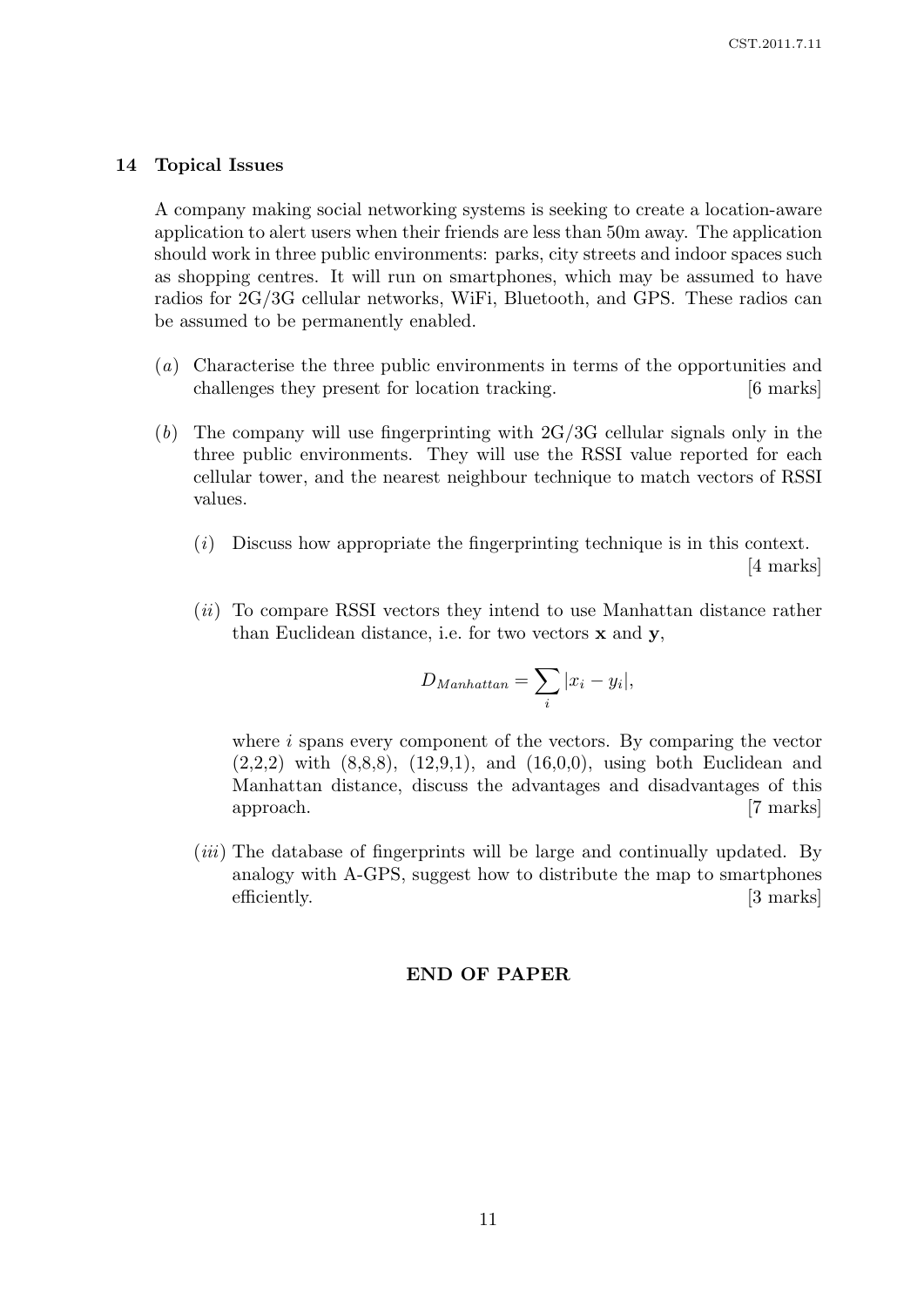## 14 Topical Issues

A company making social networking systems is seeking to create a location-aware application to alert users when their friends are less than 50m away. The application should work in three public environments: parks, city streets and indoor spaces such as shopping centres. It will run on smartphones, which may be assumed to have radios for 2G/3G cellular networks, WiFi, Bluetooth, and GPS. These radios can be assumed to be permanently enabled.

(*a*) Characterise the three public environments in terms of the opportunities and challenges they present for location tracking. [6 marks]

(*b*) The company will use fingerprinting with 2G/3G cellular signals only in the three public environments. They will use the RSSI value reported for each cellular tower, and the nearest neighbour technique to match vectors of RSSI values.

(*i*) Discuss how appropriate the fingerprinting technique is in this context. [4 marks]

(*ii*) To compare RSSI vectors they intend to use Manhattan distance rather than Euclidean distance, i.e. for two vectors **x** and **y**,

$$D_{Manhattan} = \sum_i |x_i - y_i|,$$

where $i$ spans every component of the vectors. By comparing the vector (2,2,2) with (8,8,8), (12,9,1), and (16,0,0), using both Euclidean and Manhattan distance, discuss the advantages and disadvantages of this approach. [7 marks]

(*iii*) The database of fingerprints will be large and continually updated. By analogy with A-GPS, suggest how to distribute the map to smartphones efficiently. [3 marks]

**END OF PAPER**